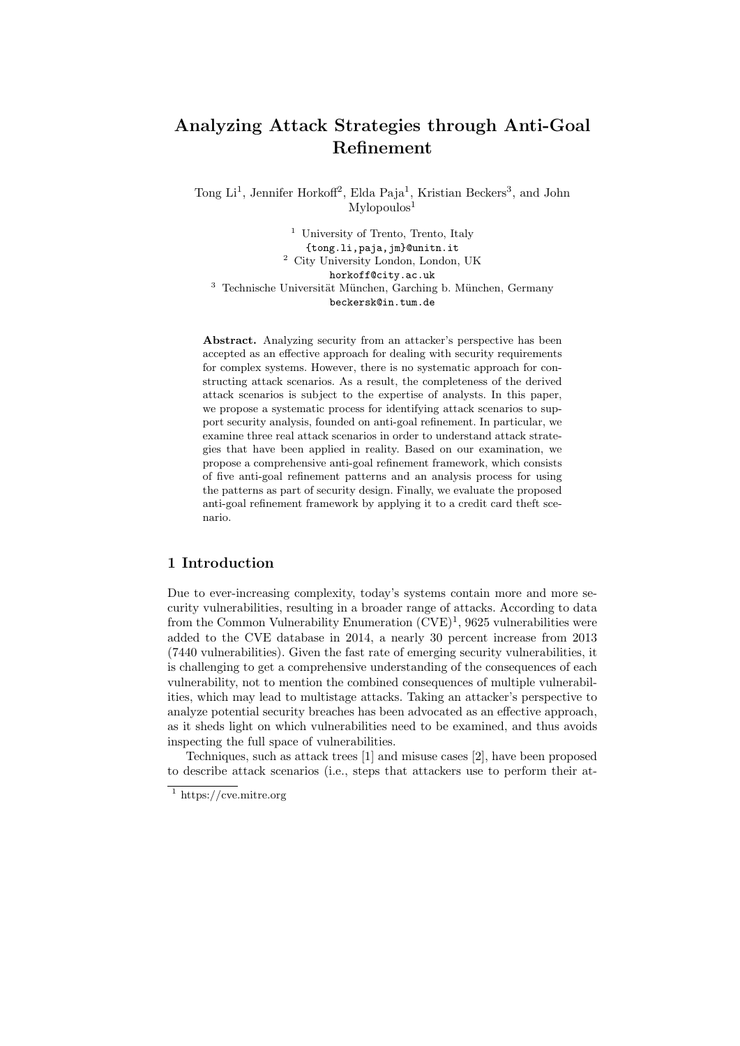# Analyzing Attack Strategies through Anti-Goal Refinement

Tong Li[1], Jennifer Horkoff[2], Elda Paja[1], Kristian Beckers[3], and John Mylopoulos[1]

[1] University of Trento, Trento, Italy
{tong.li,paja,jm}@unitn.it

[2] City University London, London, UK
horkoff@city.ac.uk

[3] Technische Universität München, Garching b. München, Germany
beckersk@in.tum.de

**Abstract.** Analyzing security from an attacker's perspective has been accepted as an effective approach for dealing with security requirements for complex systems. However, there is no systematic approach for constructing attack scenarios. As a result, the completeness of the derived attack scenarios is subject to the expertise of analysts. In this paper, we propose a systematic process for identifying attack scenarios to support security analysis, founded on anti-goal refinement. In particular, we examine three real attack scenarios in order to understand attack strategies that have been applied in reality. Based on our examination, we propose a comprehensive anti-goal refinement framework, which consists of five anti-goal refinement patterns and an analysis process for using the patterns as part of security design. Finally, we evaluate the proposed anti-goal refinement framework by applying it to a credit card theft scenario.

## 1 Introduction

Due to ever-increasing complexity, today's systems contain more and more security vulnerabilities, resulting in a broader range of attacks. According to data from the Common Vulnerability Enumeration (CVE)[1], 9625 vulnerabilities were added to the CVE database in 2014, a nearly 30 percent increase from 2013 (7440 vulnerabilities). Given the fast rate of emerging security vulnerabilities, it is challenging to get a comprehensive understanding of the consequences of each vulnerability, not to mention the combined consequences of multiple vulnerabilities, which may lead to multistage attacks. Taking an attacker's perspective to analyze potential security breaches has been advocated as an effective approach, as it sheds light on which vulnerabilities need to be examined, and thus avoids inspecting the full space of vulnerabilities.

Techniques, such as attack trees [1] and misuse cases [2], have been proposed to describe attack scenarios (i.e., steps that attackers use to perform their at-

[1] https://cve.mitre.org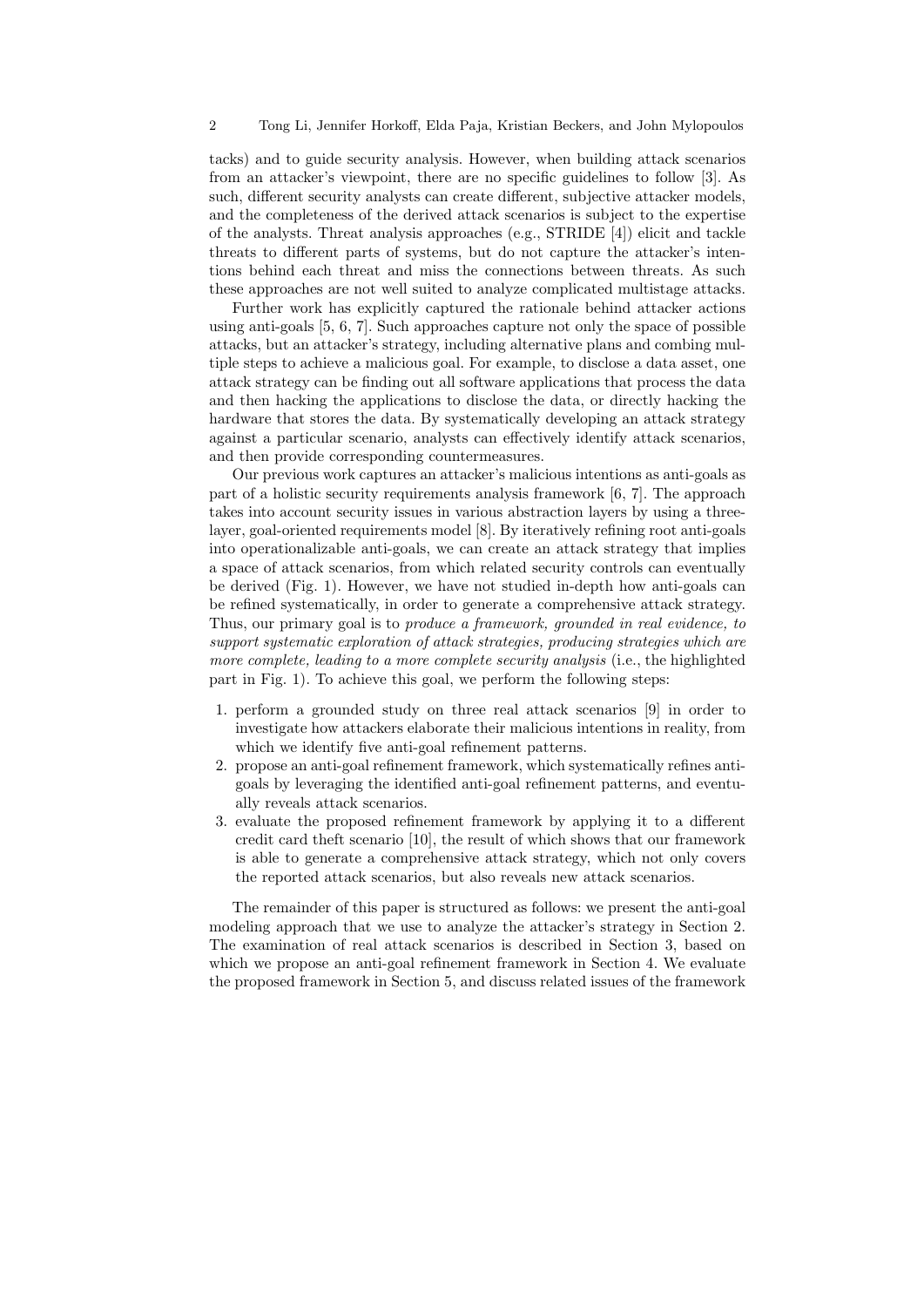tacks) and to guide security analysis. However, when building attack scenarios from an attacker's viewpoint, there are no specific guidelines to follow [3]. As such, different security analysts can create different, subjective attacker models, and the completeness of the derived attack scenarios is subject to the expertise of the analysts. Threat analysis approaches (e.g., STRIDE [4]) elicit and tackle threats to different parts of systems, but do not capture the attacker's intentions behind each threat and miss the connections between threats. As such these approaches are not well suited to analyze complicated multistage attacks.

Further work has explicitly captured the rationale behind attacker actions using anti-goals [5, 6, 7]. Such approaches capture not only the space of possible attacks, but an attacker's strategy, including alternative plans and combing multiple steps to achieve a malicious goal. For example, to disclose a data asset, one attack strategy can be finding out all software applications that process the data and then hacking the applications to disclose the data, or directly hacking the hardware that stores the data. By systematically developing an attack strategy against a particular scenario, analysts can effectively identify attack scenarios, and then provide corresponding countermeasures.

Our previous work captures an attacker's malicious intentions as anti-goals as part of a holistic security requirements analysis framework [6, 7]. The approach takes into account security issues in various abstraction layers by using a three-layer, goal-oriented requirements model [8]. By iteratively refining root anti-goals into operationalizable anti-goals, we can create an attack strategy that implies a space of attack scenarios, from which related security controls can eventually be derived (Fig. 1). However, we have not studied in-depth how anti-goals can be refined systematically, in order to generate a comprehensive attack strategy. Thus, our primary goal is to *produce a framework, grounded in real evidence, to support systematic exploration of attack strategies, producing strategies which are more complete, leading to a more complete security analysis* (i.e., the highlighted part in Fig. 1). To achieve this goal, we perform the following steps:

1. perform a grounded study on three real attack scenarios [9] in order to investigate how attackers elaborate their malicious intentions in reality, from which we identify five anti-goal refinement patterns.
2. propose an anti-goal refinement framework, which systematically refines anti-goals by leveraging the identified anti-goal refinement patterns, and eventually reveals attack scenarios.
3. evaluate the proposed refinement framework by applying it to a different credit card theft scenario [10], the result of which shows that our framework is able to generate a comprehensive attack strategy, which not only covers the reported attack scenarios, but also reveals new attack scenarios.

The remainder of this paper is structured as follows: we present the anti-goal modeling approach that we use to analyze the attacker's strategy in Section 2. The examination of real attack scenarios is described in Section 3, based on which we propose an anti-goal refinement framework in Section 4. We evaluate the proposed framework in Section 5, and discuss related issues of the framework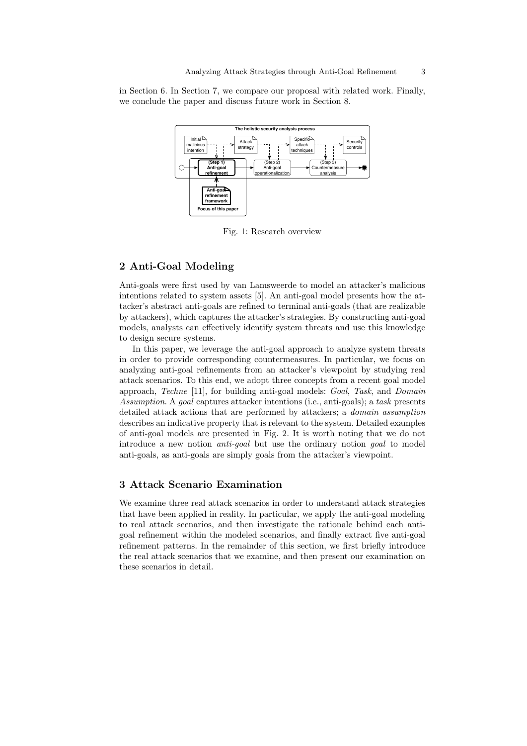in Section 6. In Section 7, we compare our proposal with related work. Finally, we conclude the paper and discuss future work in Section 8.

The holistic security analysis process

Initial malicious intention

Attack strategy

Specific attack techniques

Security controls

(Step 1) Anti-goal refinement

(Step 2) Anti-goal operationalization

(Step 3) Countermeasure analysis

Anti-goal refinement framework

Focus of this paper

Fig. 1: Research overview

## 2 Anti-Goal Modeling

Anti-goals were first used by van Lamsweerde to model an attacker's malicious intentions related to system assets [5]. An anti-goal model presents how the attacker's abstract anti-goals are refined to terminal anti-goals (that are realizable by attackers), which captures the attacker's strategies. By constructing anti-goal models, analysts can effectively identify system threats and use this knowledge to design secure systems.

In this paper, we leverage the anti-goal approach to analyze system threats in order to provide corresponding countermeasures. In particular, we focus on analyzing anti-goal refinements from an attacker's viewpoint by studying real attack scenarios. To this end, we adopt three concepts from a recent goal model approach, *Techne* [11], for building anti-goal models: *Goal*, *Task*, and *Domain Assumption*. A *goal* captures attacker intentions (i.e., anti-goals); a *task* presents detailed attack actions that are performed by attackers; a *domain assumption* describes an indicative property that is relevant to the system. Detailed examples of anti-goal models are presented in Fig. 2. It is worth noting that we do not introduce a new notion *anti-goal* but use the ordinary notion *goal* to model anti-goals, as anti-goals are simply goals from the attacker's viewpoint.

## 3 Attack Scenario Examination

We examine three real attack scenarios in order to understand attack strategies that have been applied in reality. In particular, we apply the anti-goal modeling to real attack scenarios, and then investigate the rationale behind each anti-goal refinement within the modeled scenarios, and finally extract five anti-goal refinement patterns. In the remainder of this section, we first briefly introduce the real attack scenarios that we examine, and then present our examination on these scenarios in detail.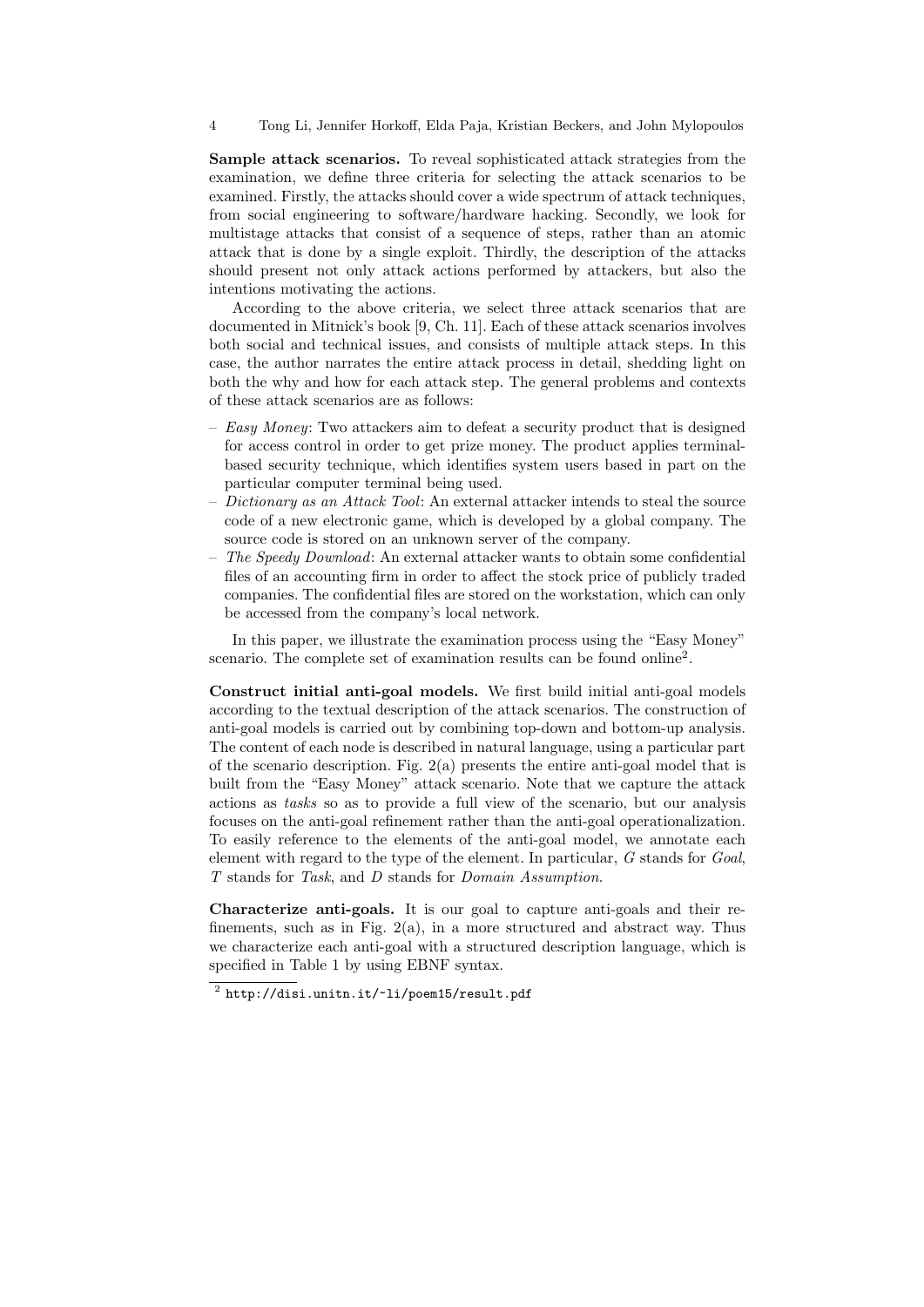**Sample attack scenarios.** To reveal sophisticated attack strategies from the examination, we define three criteria for selecting the attack scenarios to be examined. Firstly, the attacks should cover a wide spectrum of attack techniques, from social engineering to software/hardware hacking. Secondly, we look for multistage attacks that consist of a sequence of steps, rather than an atomic attack that is done by a single exploit. Thirdly, the description of the attacks should present not only attack actions performed by attackers, but also the intentions motivating the actions.

According to the above criteria, we select three attack scenarios that are documented in Mitnick's book [9, Ch. 11]. Each of these attack scenarios involves both social and technical issues, and consists of multiple attack steps. In this case, the author narrates the entire attack process in detail, shedding light on both the why and how for each attack step. The general problems and contexts of these attack scenarios are as follows:

- *Easy Money*: Two attackers aim to defeat a security product that is designed for access control in order to get prize money. The product applies terminal-based security technique, which identifies system users based in part on the particular computer terminal being used.
- *Dictionary as an Attack Tool*: An external attacker intends to steal the source code of a new electronic game, which is developed by a global company. The source code is stored on an unknown server of the company.
- *The Speedy Download*: An external attacker wants to obtain some confidential files of an accounting firm in order to affect the stock price of publicly traded companies. The confidential files are stored on the workstation, which can only be accessed from the company's local network.

In this paper, we illustrate the examination process using the "Easy Money" scenario. The complete set of examination results can be found online[2].

**Construct initial anti-goal models.** We first build initial anti-goal models according to the textual description of the attack scenarios. The construction of anti-goal models is carried out by combining top-down and bottom-up analysis. The content of each node is described in natural language, using a particular part of the scenario description. Fig. 2(a) presents the entire anti-goal model that is built from the "Easy Money" attack scenario. Note that we capture the attack actions as *tasks* so as to provide a full view of the scenario, but our analysis focuses on the anti-goal refinement rather than the anti-goal operationalization. To easily reference to the elements of the anti-goal model, we annotate each element with regard to the type of the element. In particular, *G* stands for *Goal*, *T* stands for *Task*, and *D* stands for *Domain Assumption*.

**Characterize anti-goals.** It is our goal to capture anti-goals and their refinements, such as in Fig. 2(a), in a more structured and abstract way. Thus we characterize each anti-goal with a structured description language, which is specified in Table 1 by using EBNF syntax.

[2] http://disi.unitn.it/~li/poem15/result.pdf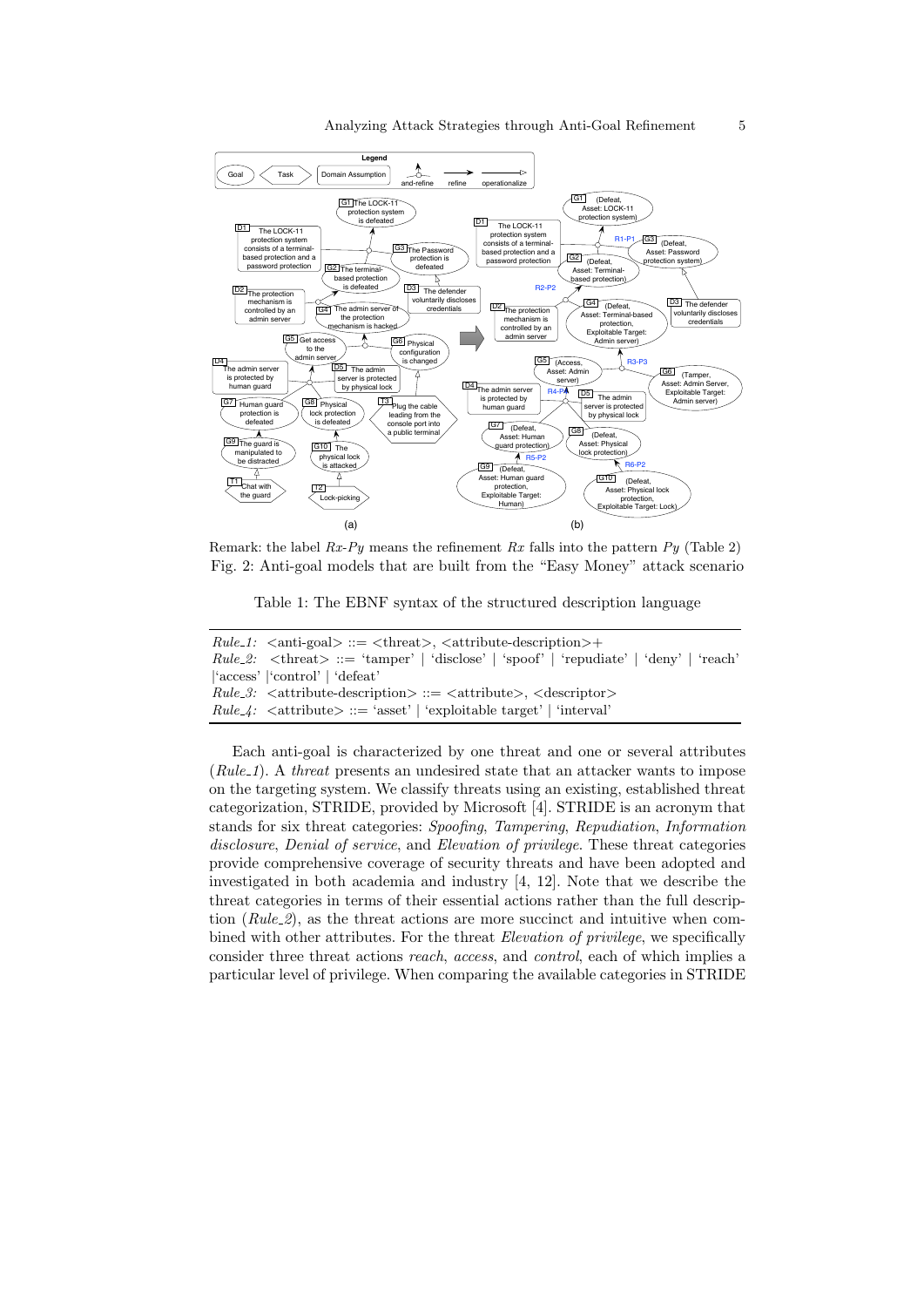Legend

Goal
Task
Domain Assumption
and-refine
refine
operationalize

G1 The LOCK-11 protection system is defeated
D1 The LOCK-11 protection system consists of a terminal-based protection and a password protection
G3 The Password protection is defeated
G2 The terminal-based protection is defeated
D3 The defender voluntarily discloses credentials
D2 The protection mechanism is controlled by an admin server
G4 The admin server of the protection mechanism is hacked
G5 Get access to the admin server
G6 Physical configuration is changed
D4 The admin server is protected by human guard
D5 The admin server is protected by physical lock
G7 Human guard protection is defeated
G8 Physical lock protection is defeated
T3 Plug the cable leading from the console port into a public terminal
G9 The guard is manipulated to be distracted
G10 The physical lock is attacked
T1 Chat with the guard
T2 Lock-picking

(a)

G1 (Defeat, Asset: LOCK-11 protection system)
D1 The LOCK-11 protection system consists of a terminal-based protection and a password protection
R1-P1
G3 (Defeat, Asset: Password protection system)
G2 (Defeat, Asset: Terminal-based protection)
R2-P2
D3 The defender voluntarily discloses credentials
D2 The protection mechanism is controlled by an admin server
G4 (Defeat, Asset: Terminal-based protection, Exploitable Target: Admin server)
R3-P3
G5 (Access, Asset: Admin server)
G6 (Tamper, Asset: Admin Server, Exploitable Target: Admin server)
D4 The admin server is protected by human guard
R4-P4
D5 The admin server is protected by physical lock
G7 (Defeat, Asset: Human guard protection)
G8 (Defeat, Asset: Physical lock protection)
R5-P2
R6-P2
G9 (Defeat, Asset: Human guard protection, Exploitable Target: Human)
G10 (Defeat, Asset: Physical lock protection, Exploitable Target: Lock)

(b)

Remark: the label *Rx-Py* means the refinement *Rx* falls into the pattern *Py* (Table 2)

Fig. 2: Anti-goal models that are built from the "Easy Money" attack scenario

Table 1: The EBNF syntax of the structured description language

| |
|---|
| *Rule_1:* <anti-goal> ::= <threat>, <attribute-description>+ |
| *Rule_2:* <threat> ::= 'tamper' \| 'disclose' \| 'spoof' \| 'repudiate' \| 'deny' \| 'reach' \|'access' \|'control' \| 'defeat' |
| *Rule_3:* <attribute-description> ::= <attribute>, <descriptor> |
| *Rule_4:* <attribute> ::= 'asset' \| 'exploitable target' \| 'interval' |

Each anti-goal is characterized by one threat and one or several attributes (*Rule_1*). A *threat* presents an undesired state that an attacker wants to impose on the targeting system. We classify threats using an existing, established threat categorization, STRIDE, provided by Microsoft [4]. STRIDE is an acronym that stands for six threat categories: *Spoofing*, *Tampering*, *Repudiation*, *Information disclosure*, *Denial of service*, and *Elevation of privilege*. These threat categories provide comprehensive coverage of security threats and have been adopted and investigated in both academia and industry [4, 12]. Note that we describe the threat categories in terms of their essential actions rather than the full description (*Rule_2*), as the threat actions are more succinct and intuitive when combined with other attributes. For the threat *Elevation of privilege*, we specifically consider three threat actions *reach*, *access*, and *control*, each of which implies a particular level of privilege. When comparing the available categories in STRIDE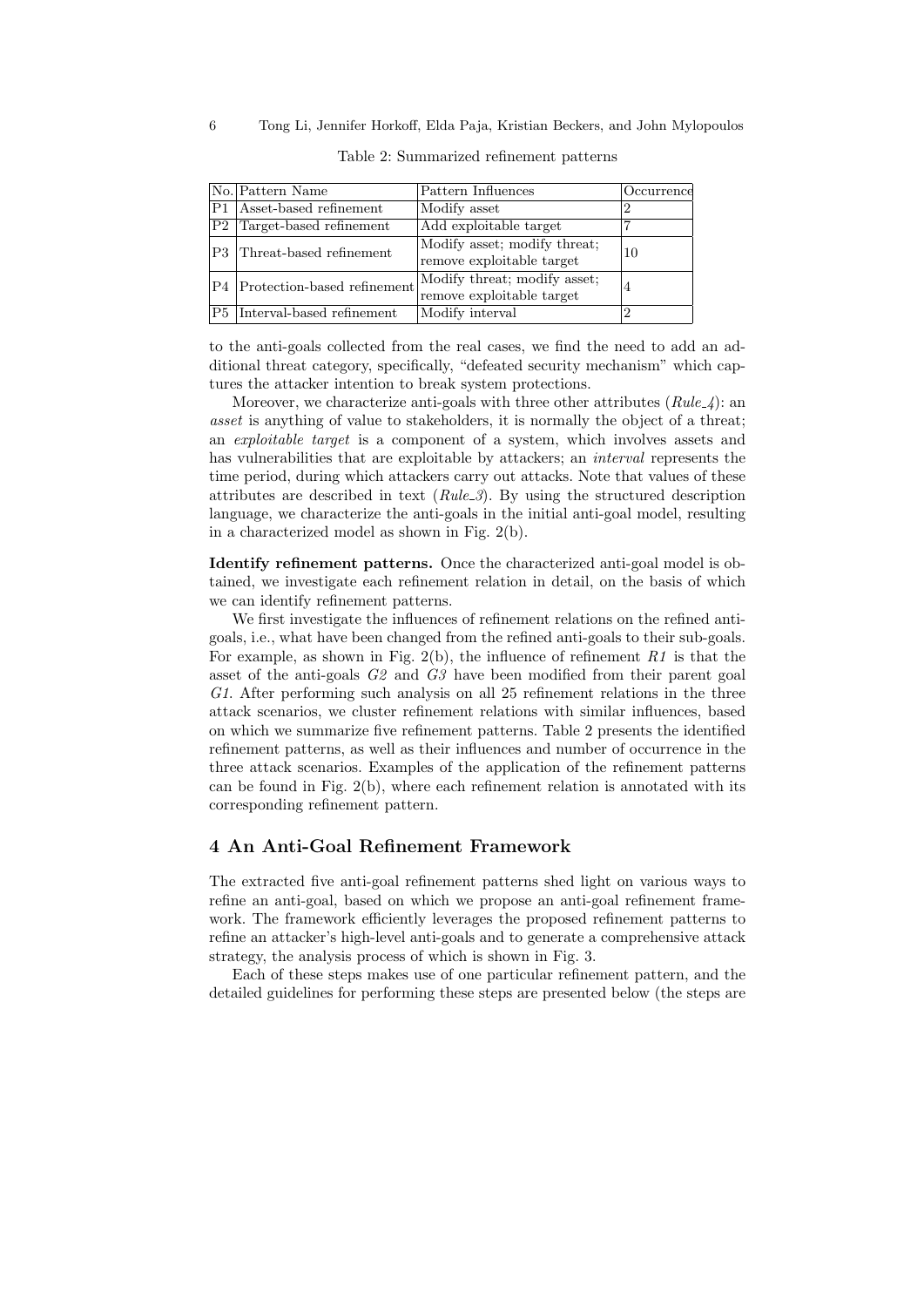Table 2: Summarized refinement patterns

| No. | Pattern Name | Pattern Influences | Occurrence |
|---|---|---|---|
| P1 | Asset-based refinement | Modify asset | 2 |
| P2 | Target-based refinement | Add exploitable target | 7 |
| P3 | Threat-based refinement | Modify asset; modify threat; remove exploitable target | 10 |
| P4 | Protection-based refinement | Modify threat; modify asset; remove exploitable target | 4 |
| P5 | Interval-based refinement | Modify interval | 2 |

to the anti-goals collected from the real cases, we find the need to add an additional threat category, specifically, "defeated security mechanism" which captures the attacker intention to break system protections.

Moreover, we characterize anti-goals with three other attributes (*Rule_4*): an *asset* is anything of value to stakeholders, it is normally the object of a threat; an *exploitable target* is a component of a system, which involves assets and has vulnerabilities that are exploitable by attackers; an *interval* represents the time period, during which attackers carry out attacks. Note that values of these attributes are described in text (*Rule_3*). By using the structured description language, we characterize the anti-goals in the initial anti-goal model, resulting in a characterized model as shown in Fig. 2(b).

**Identify refinement patterns.** Once the characterized anti-goal model is obtained, we investigate each refinement relation in detail, on the basis of which we can identify refinement patterns.

We first investigate the influences of refinement relations on the refined anti-goals, i.e., what have been changed from the refined anti-goals to their sub-goals. For example, as shown in Fig. 2(b), the influence of refinement *R1* is that the asset of the anti-goals *G2* and *G3* have been modified from their parent goal *G1*. After performing such analysis on all 25 refinement relations in the three attack scenarios, we cluster refinement relations with similar influences, based on which we summarize five refinement patterns. Table 2 presents the identified refinement patterns, as well as their influences and number of occurrence in the three attack scenarios. Examples of the application of the refinement patterns can be found in Fig. 2(b), where each refinement relation is annotated with its corresponding refinement pattern.

## 4 An Anti-Goal Refinement Framework

The extracted five anti-goal refinement patterns shed light on various ways to refine an anti-goal, based on which we propose an anti-goal refinement framework. The framework efficiently leverages the proposed refinement patterns to refine an attacker's high-level anti-goals and to generate a comprehensive attack strategy, the analysis process of which is shown in Fig. 3.

Each of these steps makes use of one particular refinement pattern, and the detailed guidelines for performing these steps are presented below (the steps are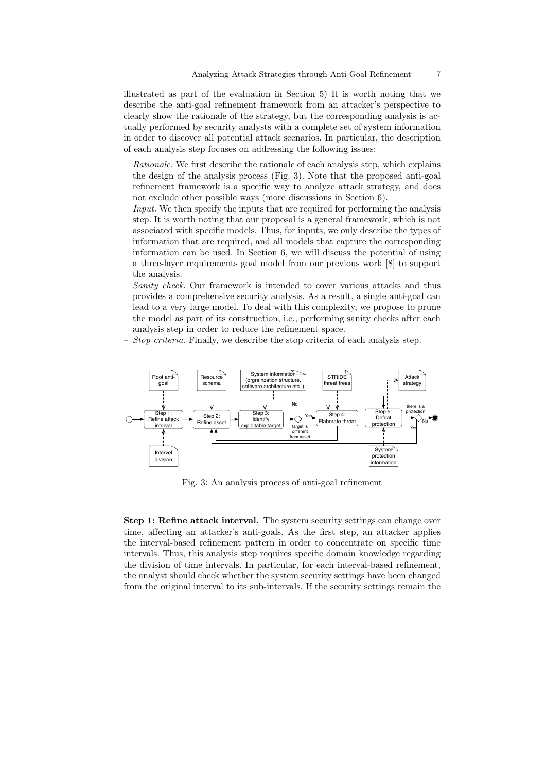illustrated as part of the evaluation in Section 5) It is worth noting that we describe the anti-goal refinement framework from an attacker's perspective to clearly show the rationale of the strategy, but the corresponding analysis is actually performed by security analysts with a complete set of system information in order to discover all potential attack scenarios. In particular, the description of each analysis step focuses on addressing the following issues:

- *Rationale.* We first describe the rationale of each analysis step, which explains the design of the analysis process (Fig. 3). Note that the proposed anti-goal refinement framework is a specific way to analyze attack strategy, and does not exclude other possible ways (more discussions in Section 6).
- *Input.* We then specify the inputs that are required for performing the analysis step. It is worth noting that our proposal is a general framework, which is not associated with specific models. Thus, for inputs, we only describe the types of information that are required, and all models that capture the corresponding information can be used. In Section 6, we will discuss the potential of using a three-layer requirements goal model from our previous work [8] to support the analysis.
- *Sanity check.* Our framework is intended to cover various attacks and thus provides a comprehensive security analysis. As a result, a single anti-goal can lead to a very large model. To deal with this complexity, we propose to prune the model as part of its construction, i.e., performing sanity checks after each analysis step in order to reduce the refinement space.
- *Stop criteria.* Finally, we describe the stop criteria of each analysis step.

Root anti-goal
Resource schema
System information (orgrainzation structure, software architecture etc. )
STRIDE threat trees
Attack strategy
Step 1: Refine attack interval
Step 2: Refine asset
Step 3: Identify exploitable target
target is different from asset
Yes
No
Step 4: Elaborate threat
Step 5: Defeat protection
there is a protection
Yes
No
Intervel division
System protection information

Fig. 3: An analysis process of anti-goal refinement

**Step 1: Refine attack interval.** The system security settings can change over time, affecting an attacker's anti-goals. As the first step, an attacker applies the interval-based refinement pattern in order to concentrate on specific time intervals. Thus, this analysis step requires specific domain knowledge regarding the division of time intervals. In particular, for each interval-based refinement, the analyst should check whether the system security settings have been changed from the original interval to its sub-intervals. If the security settings remain the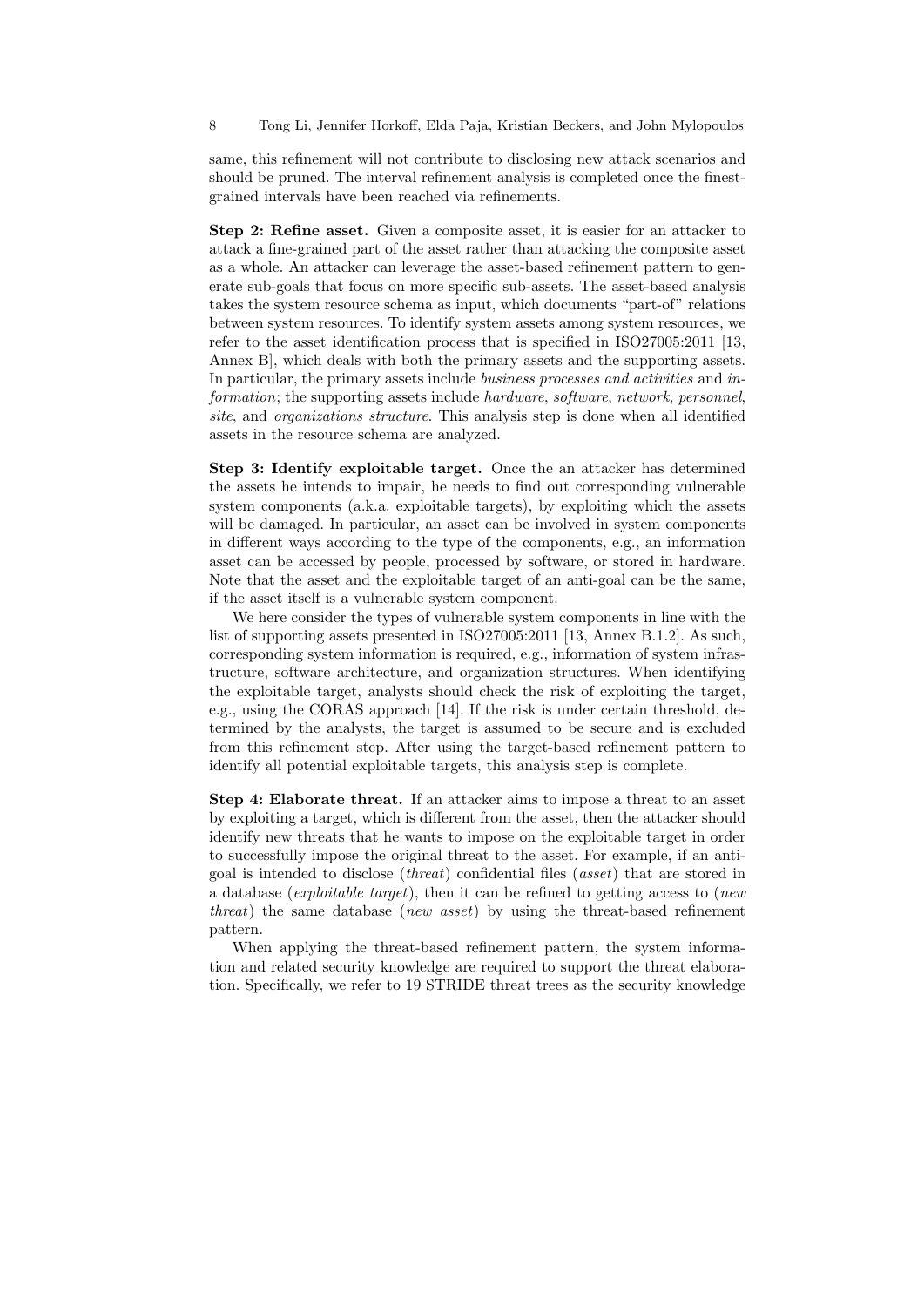same, this refinement will not contribute to disclosing new attack scenarios and should be pruned. The interval refinement analysis is completed once the finest-grained intervals have been reached via refinements.

**Step 2: Refine asset.** Given a composite asset, it is easier for an attacker to attack a fine-grained part of the asset rather than attacking the composite asset as a whole. An attacker can leverage the asset-based refinement pattern to generate sub-goals that focus on more specific sub-assets. The asset-based analysis takes the system resource schema as input, which documents "part-of" relations between system resources. To identify system assets among system resources, we refer to the asset identification process that is specified in ISO27005:2011 [13, Annex B], which deals with both the primary assets and the supporting assets. In particular, the primary assets include *business processes and activities* and *information*; the supporting assets include *hardware*, *software*, *network*, *personnel*, *site*, and *organizations structure*. This analysis step is done when all identified assets in the resource schema are analyzed.

**Step 3: Identify exploitable target.** Once the an attacker has determined the assets he intends to impair, he needs to find out corresponding vulnerable system components (a.k.a. exploitable targets), by exploiting which the assets will be damaged. In particular, an asset can be involved in system components in different ways according to the type of the components, e.g., an information asset can be accessed by people, processed by software, or stored in hardware. Note that the asset and the exploitable target of an anti-goal can be the same, if the asset itself is a vulnerable system component.

We here consider the types of vulnerable system components in line with the list of supporting assets presented in ISO27005:2011 [13, Annex B.1.2]. As such, corresponding system information is required, e.g., information of system infrastructure, software architecture, and organization structures. When identifying the exploitable target, analysts should check the risk of exploiting the target, e.g., using the CORAS approach [14]. If the risk is under certain threshold, determined by the analysts, the target is assumed to be secure and is excluded from this refinement step. After using the target-based refinement pattern to identify all potential exploitable targets, this analysis step is complete.

**Step 4: Elaborate threat.** If an attacker aims to impose a threat to an asset by exploiting a target, which is different from the asset, then the attacker should identify new threats that he wants to impose on the exploitable target in order to successfully impose the original threat to the asset. For example, if an anti-goal is intended to disclose (*threat*) confidential files (*asset*) that are stored in a database (*exploitable target*), then it can be refined to getting access to (*new threat*) the same database (*new asset*) by using the threat-based refinement pattern.

When applying the threat-based refinement pattern, the system information and related security knowledge are required to support the threat elaboration. Specifically, we refer to 19 STRIDE threat trees as the security knowledge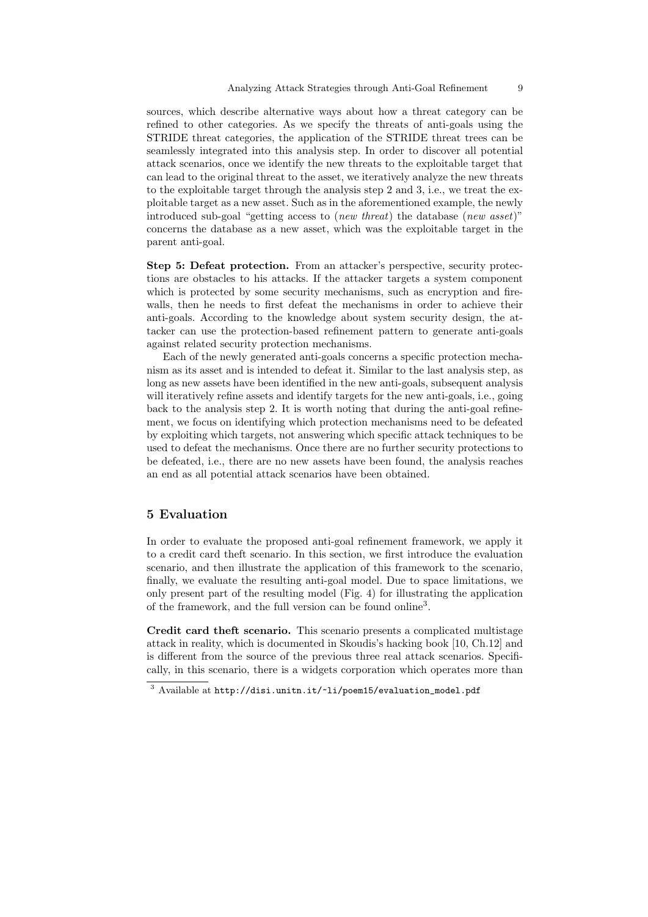sources, which describe alternative ways about how a threat category can be refined to other categories. As we specify the threats of anti-goals using the STRIDE threat categories, the application of the STRIDE threat trees can be seamlessly integrated into this analysis step. In order to discover all potential attack scenarios, once we identify the new threats to the exploitable target that can lead to the original threat to the asset, we iteratively analyze the new threats to the exploitable target through the analysis step 2 and 3, i.e., we treat the exploitable target as a new asset. Such as in the aforementioned example, the newly introduced sub-goal "getting access to (*new threat*) the database (*new asset*)" concerns the database as a new asset, which was the exploitable target in the parent anti-goal.

**Step 5: Defeat protection.** From an attacker's perspective, security protections are obstacles to his attacks. If the attacker targets a system component which is protected by some security mechanisms, such as encryption and firewalls, then he needs to first defeat the mechanisms in order to achieve their anti-goals. According to the knowledge about system security design, the attacker can use the protection-based refinement pattern to generate anti-goals against related security protection mechanisms.

Each of the newly generated anti-goals concerns a specific protection mechanism as its asset and is intended to defeat it. Similar to the last analysis step, as long as new assets have been identified in the new anti-goals, subsequent analysis will iteratively refine assets and identify targets for the new anti-goals, i.e., going back to the analysis step 2. It is worth noting that during the anti-goal refinement, we focus on identifying which protection mechanisms need to be defeated by exploiting which targets, not answering which specific attack techniques to be used to defeat the mechanisms. Once there are no further security protections to be defeated, i.e., there are no new assets have been found, the analysis reaches an end as all potential attack scenarios have been obtained.

## 5 Evaluation

In order to evaluate the proposed anti-goal refinement framework, we apply it to a credit card theft scenario. In this section, we first introduce the evaluation scenario, and then illustrate the application of this framework to the scenario, finally, we evaluate the resulting anti-goal model. Due to space limitations, we only present part of the resulting model (Fig. 4) for illustrating the application of the framework, and the full version can be found online[3].

**Credit card theft scenario.** This scenario presents a complicated multistage attack in reality, which is documented in Skoudis's hacking book [10, Ch.12] and is different from the source of the previous three real attack scenarios. Specifically, in this scenario, there is a widgets corporation which operates more than

[3] Available at http://disi.unitn.it/~li/poem15/evaluation_model.pdf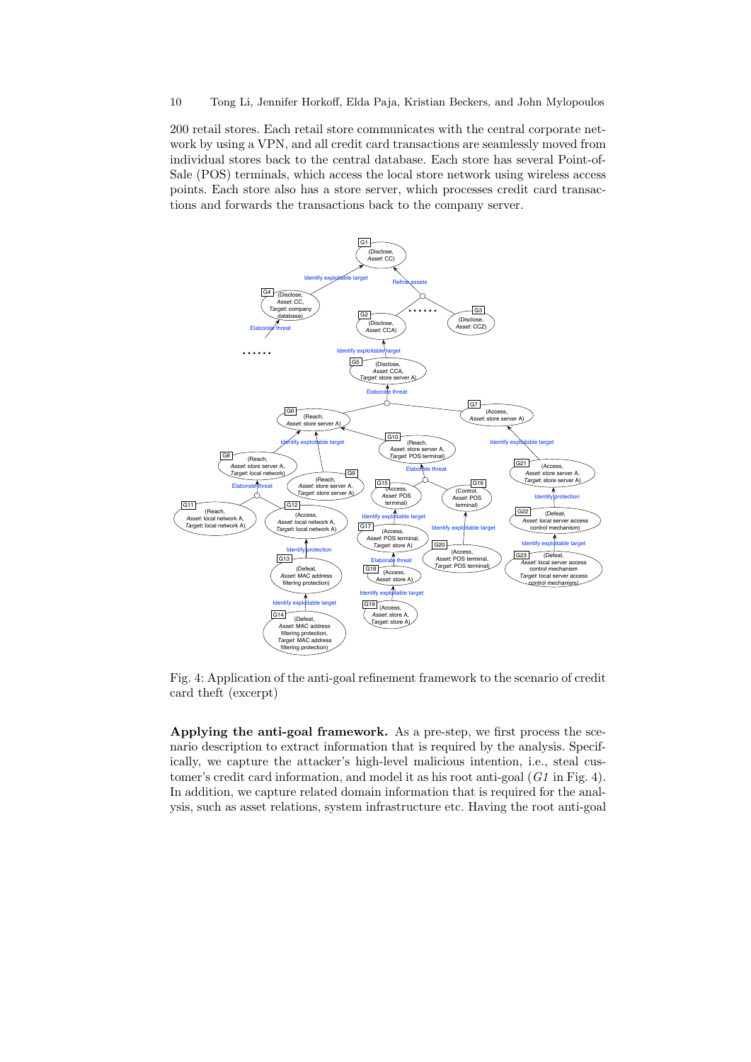200 retail stores. Each retail store communicates with the central corporate network by using a VPN, and all credit card transactions are seamlessly moved from individual stores back to the central database. Each store has several Point-of-Sale (POS) terminals, which access the local store network using wireless access points. Each store also has a store server, which processes credit card transactions and forwards the transactions back to the company server.

G1 (Disclose, *Asset*: CC)

Identify exploitable target

Refine assets

G4 (Disclose, *Asset*: CC, *Target*: company database)

Elaborate threat

......

G2 (Disclose, *Asset*: CCA)

......

G3 (Disclose, *Asset*: CCZ)

Identify exploitable target

G5 (Disclose, *Asset*: CCA, *Target*: store server A)

Elaborate threat

G6 (Reach, *Asset*: store server A)

G7 (Access, *Asset*: store server A)

Identify exploitable target

G10 (Reach, *Asset*: store server A, *Target*: POS terminal)

Identify exploitable target

G8 (Reach, *Asset*: store server A, *Target*: local network)

G9 (Reach, *Asset*: store server A, *Target*: store server A)

Elaborate threat

G21 (Access, *Asset*: store server A, *Target*: store server A)

Elaborate threat

G15 (Access, *Asset*: POS terminal)

G16 (Control, *Asset*: POS terminal)

Identify protection

G11 (Reach, *Asset*: local network A, *Target*: local network A)

G12 (Access, *Asset*: local network A, *Target*: local network A)

Identify exploitable target

G17 (Access, *Asset*: POS terminal, *Target*: store A)

Identify exploitable target

G22 (Defeat, *Asset*: local server access control mechanism)

Identify protection

G20 (Access, *Asset*: POS terminal, *Target*: POS terminal)

Identify exploitable target

G13 (Defeat, *Asset*: MAC address filtering protection)

Elaborate threat

G23 (Defeat, *Asset*: local server access control mechanism *Target*: local server access control mechanism)

G18 (Access, *Asset*: store A)

Identify exploitable target

Identify exploitable target

G14 (Defeat, *Asset*: MAC address filtering protection, *Target*: MAC address filtering protection)

G19 (Access, *Asset*: store A, *Target*: store A)

Fig. 4: Application of the anti-goal refinement framework to the scenario of credit card theft (excerpt)

**Applying the anti-goal framework.** As a pre-step, we first process the scenario description to extract information that is required by the analysis. Specifically, we capture the attacker's high-level malicious intention, i.e., steal customer's credit card information, and model it as his root anti-goal (*G1* in Fig. 4). In addition, we capture related domain information that is required for the analysis, such as asset relations, system infrastructure etc. Having the root anti-goal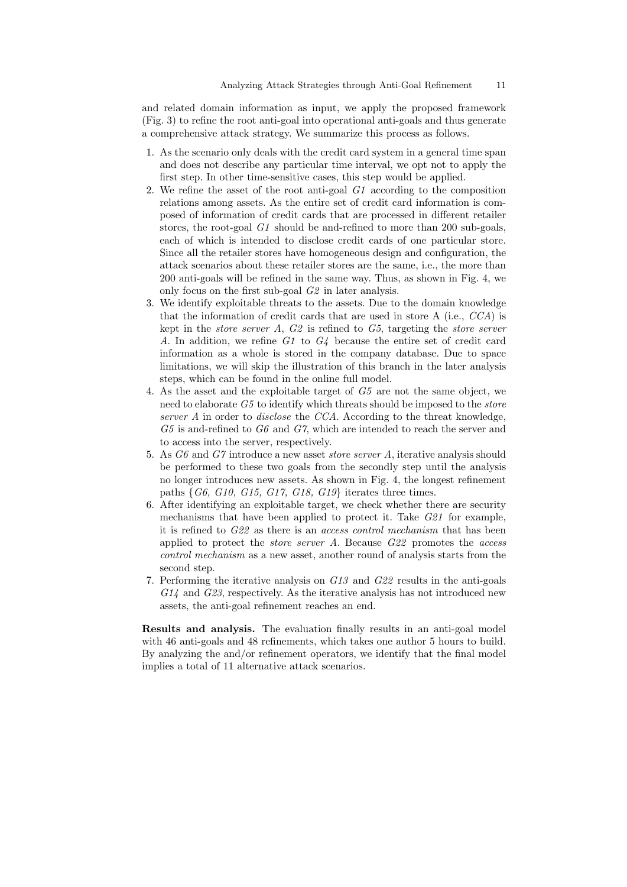and related domain information as input, we apply the proposed framework (Fig. 3) to refine the root anti-goal into operational anti-goals and thus generate a comprehensive attack strategy. We summarize this process as follows.

1. As the scenario only deals with the credit card system in a general time span and does not describe any particular time interval, we opt not to apply the first step. In other time-sensitive cases, this step would be applied.
2. We refine the asset of the root anti-goal *G1* according to the composition relations among assets. As the entire set of credit card information is composed of information of credit cards that are processed in different retailer stores, the root-goal *G1* should be and-refined to more than 200 sub-goals, each of which is intended to disclose credit cards of one particular store. Since all the retailer stores have homogeneous design and configuration, the attack scenarios about these retailer stores are the same, i.e., the more than 200 anti-goals will be refined in the same way. Thus, as shown in Fig. 4, we only focus on the first sub-goal *G2* in later analysis.
3. We identify exploitable threats to the assets. Due to the domain knowledge that the information of credit cards that are used in store A (i.e., *CCA*) is kept in the *store server A*, *G2* is refined to *G5*, targeting the *store server A*. In addition, we refine *G1* to *G4* because the entire set of credit card information as a whole is stored in the company database. Due to space limitations, we will skip the illustration of this branch in the later analysis steps, which can be found in the online full model.
4. As the asset and the exploitable target of *G5* are not the same object, we need to elaborate *G5* to identify which threats should be imposed to the *store server A* in order to *disclose* the *CCA*. According to the threat knowledge, *G5* is and-refined to *G6* and *G7*, which are intended to reach the server and to access into the server, respectively.
5. As *G6* and *G7* introduce a new asset *store server A*, iterative analysis should be performed to these two goals from the secondly step until the analysis no longer introduces new assets. As shown in Fig. 4, the longest refinement paths {*G6, G10, G15, G17, G18, G19*} iterates three times.
6. After identifying an exploitable target, we check whether there are security mechanisms that have been applied to protect it. Take *G21* for example, it is refined to *G22* as there is an *access control mechanism* that has been applied to protect the *store server A*. Because *G22* promotes the *access control mechanism* as a new asset, another round of analysis starts from the second step.
7. Performing the iterative analysis on *G13* and *G22* results in the anti-goals *G14* and *G23*, respectively. As the iterative analysis has not introduced new assets, the anti-goal refinement reaches an end.

**Results and analysis.** The evaluation finally results in an anti-goal model with 46 anti-goals and 48 refinements, which takes one author 5 hours to build. By analyzing the and/or refinement operators, we identify that the final model implies a total of 11 alternative attack scenarios.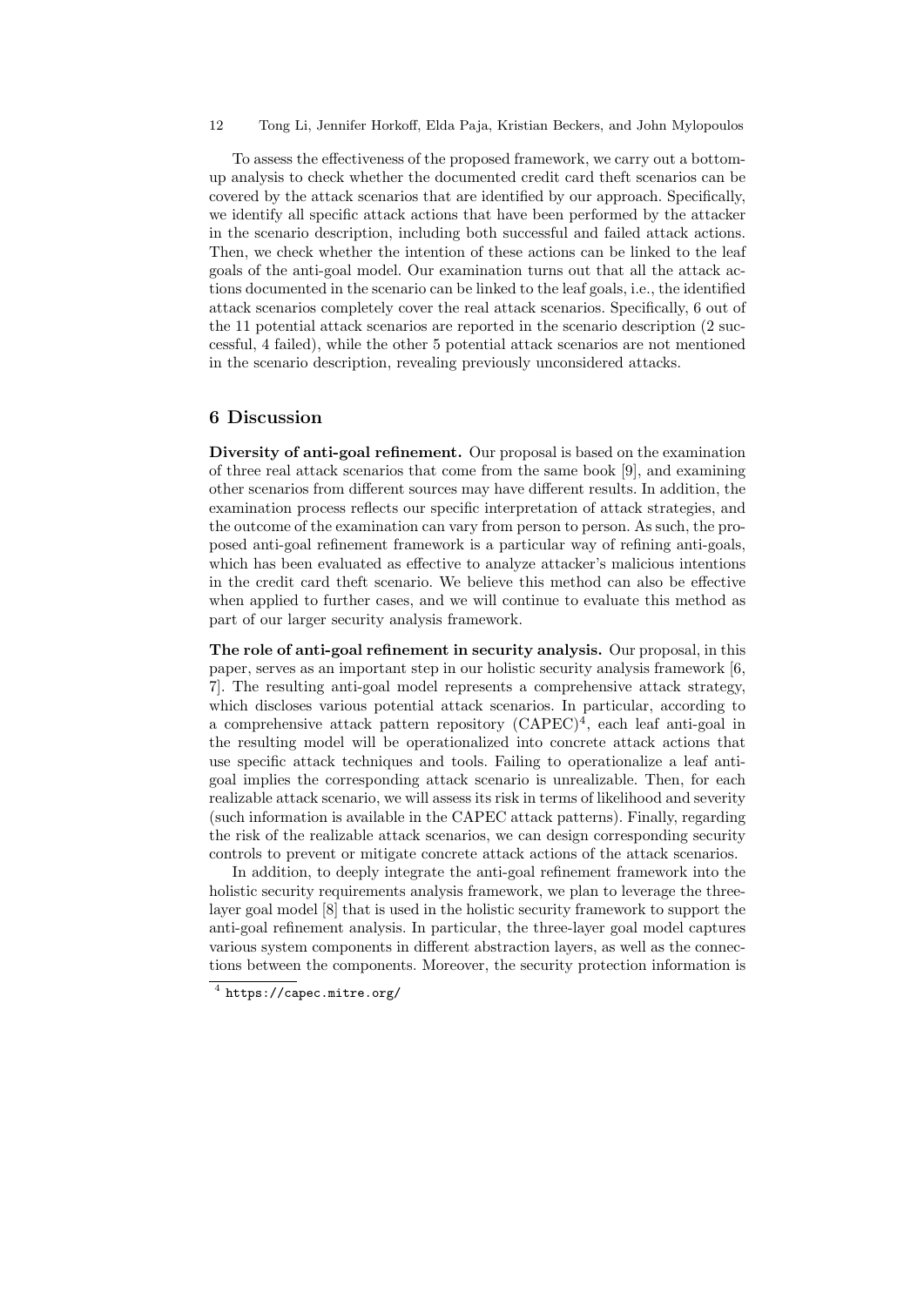To assess the effectiveness of the proposed framework, we carry out a bottom-up analysis to check whether the documented credit card theft scenarios can be covered by the attack scenarios that are identified by our approach. Specifically, we identify all specific attack actions that have been performed by the attacker in the scenario description, including both successful and failed attack actions. Then, we check whether the intention of these actions can be linked to the leaf goals of the anti-goal model. Our examination turns out that all the attack actions documented in the scenario can be linked to the leaf goals, i.e., the identified attack scenarios completely cover the real attack scenarios. Specifically, 6 out of the 11 potential attack scenarios are reported in the scenario description (2 successful, 4 failed), while the other 5 potential attack scenarios are not mentioned in the scenario description, revealing previously unconsidered attacks.

## 6 Discussion

**Diversity of anti-goal refinement.** Our proposal is based on the examination of three real attack scenarios that come from the same book [9], and examining other scenarios from different sources may have different results. In addition, the examination process reflects our specific interpretation of attack strategies, and the outcome of the examination can vary from person to person. As such, the proposed anti-goal refinement framework is a particular way of refining anti-goals, which has been evaluated as effective to analyze attacker's malicious intentions in the credit card theft scenario. We believe this method can also be effective when applied to further cases, and we will continue to evaluate this method as part of our larger security analysis framework.

**The role of anti-goal refinement in security analysis.** Our proposal, in this paper, serves as an important step in our holistic security analysis framework [6, 7]. The resulting anti-goal model represents a comprehensive attack strategy, which discloses various potential attack scenarios. In particular, according to a comprehensive attack pattern repository (CAPEC)[4], each leaf anti-goal in the resulting model will be operationalized into concrete attack actions that use specific attack techniques and tools. Failing to operationalize a leaf anti-goal implies the corresponding attack scenario is unrealizable. Then, for each realizable attack scenario, we will assess its risk in terms of likelihood and severity (such information is available in the CAPEC attack patterns). Finally, regarding the risk of the realizable attack scenarios, we can design corresponding security controls to prevent or mitigate concrete attack actions of the attack scenarios.

In addition, to deeply integrate the anti-goal refinement framework into the holistic security requirements analysis framework, we plan to leverage the three-layer goal model [8] that is used in the holistic security framework to support the anti-goal refinement analysis. In particular, the three-layer goal model captures various system components in different abstraction layers, as well as the connections between the components. Moreover, the security protection information is

[4] https://capec.mitre.org/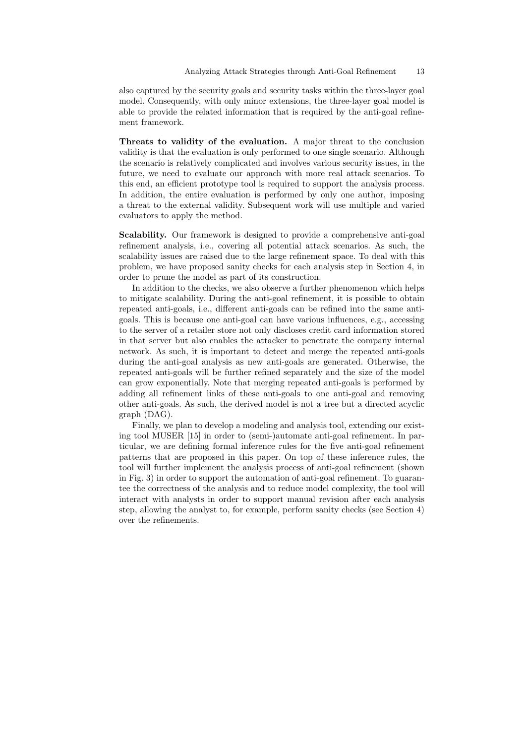also captured by the security goals and security tasks within the three-layer goal model. Consequently, with only minor extensions, the three-layer goal model is able to provide the related information that is required by the anti-goal refinement framework.

**Threats to validity of the evaluation.** A major threat to the conclusion validity is that the evaluation is only performed to one single scenario. Although the scenario is relatively complicated and involves various security issues, in the future, we need to evaluate our approach with more real attack scenarios. To this end, an efficient prototype tool is required to support the analysis process. In addition, the entire evaluation is performed by only one author, imposing a threat to the external validity. Subsequent work will use multiple and varied evaluators to apply the method.

**Scalability.** Our framework is designed to provide a comprehensive anti-goal refinement analysis, i.e., covering all potential attack scenarios. As such, the scalability issues are raised due to the large refinement space. To deal with this problem, we have proposed sanity checks for each analysis step in Section 4, in order to prune the model as part of its construction.

In addition to the checks, we also observe a further phenomenon which helps to mitigate scalability. During the anti-goal refinement, it is possible to obtain repeated anti-goals, i.e., different anti-goals can be refined into the same anti-goals. This is because one anti-goal can have various influences, e.g., accessing to the server of a retailer store not only discloses credit card information stored in that server but also enables the attacker to penetrate the company internal network. As such, it is important to detect and merge the repeated anti-goals during the anti-goal analysis as new anti-goals are generated. Otherwise, the repeated anti-goals will be further refined separately and the size of the model can grow exponentially. Note that merging repeated anti-goals is performed by adding all refinement links of these anti-goals to one anti-goal and removing other anti-goals. As such, the derived model is not a tree but a directed acyclic graph (DAG).

Finally, we plan to develop a modeling and analysis tool, extending our existing tool MUSER [15] in order to (semi-)automate anti-goal refinement. In particular, we are defining formal inference rules for the five anti-goal refinement patterns that are proposed in this paper. On top of these inference rules, the tool will further implement the analysis process of anti-goal refinement (shown in Fig. 3) in order to support the automation of anti-goal refinement. To guarantee the correctness of the analysis and to reduce model complexity, the tool will interact with analysts in order to support manual revision after each analysis step, allowing the analyst to, for example, perform sanity checks (see Section 4) over the refinements.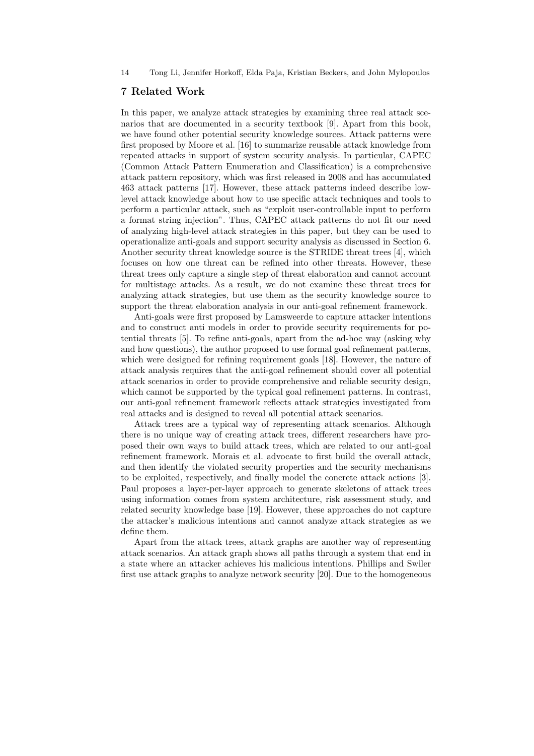## 7 Related Work

In this paper, we analyze attack strategies by examining three real attack scenarios that are documented in a security textbook [9]. Apart from this book, we have found other potential security knowledge sources. Attack patterns were first proposed by Moore et al. [16] to summarize reusable attack knowledge from repeated attacks in support of system security analysis. In particular, CAPEC (Common Attack Pattern Enumeration and Classification) is a comprehensive attack pattern repository, which was first released in 2008 and has accumulated 463 attack patterns [17]. However, these attack patterns indeed describe low-level attack knowledge about how to use specific attack techniques and tools to perform a particular attack, such as "exploit user-controllable input to perform a format string injection". Thus, CAPEC attack patterns do not fit our need of analyzing high-level attack strategies in this paper, but they can be used to operationalize anti-goals and support security analysis as discussed in Section 6. Another security threat knowledge source is the STRIDE threat trees [4], which focuses on how one threat can be refined into other threats. However, these threat trees only capture a single step of threat elaboration and cannot account for multistage attacks. As a result, we do not examine these threat trees for analyzing attack strategies, but use them as the security knowledge source to support the threat elaboration analysis in our anti-goal refinement framework.

Anti-goals were first proposed by Lamsweerde to capture attacker intentions and to construct anti models in order to provide security requirements for potential threats [5]. To refine anti-goals, apart from the ad-hoc way (asking why and how questions), the author proposed to use formal goal refinement patterns, which were designed for refining requirement goals [18]. However, the nature of attack analysis requires that the anti-goal refinement should cover all potential attack scenarios in order to provide comprehensive and reliable security design, which cannot be supported by the typical goal refinement patterns. In contrast, our anti-goal refinement framework reflects attack strategies investigated from real attacks and is designed to reveal all potential attack scenarios.

Attack trees are a typical way of representing attack scenarios. Although there is no unique way of creating attack trees, different researchers have proposed their own ways to build attack trees, which are related to our anti-goal refinement framework. Morais et al. advocate to first build the overall attack, and then identify the violated security properties and the security mechanisms to be exploited, respectively, and finally model the concrete attack actions [3]. Paul proposes a layer-per-layer approach to generate skeletons of attack trees using information comes from system architecture, risk assessment study, and related security knowledge base [19]. However, these approaches do not capture the attacker's malicious intentions and cannot analyze attack strategies as we define them.

Apart from the attack trees, attack graphs are another way of representing attack scenarios. An attack graph shows all paths through a system that end in a state where an attacker achieves his malicious intentions. Phillips and Swiler first use attack graphs to analyze network security [20]. Due to the homogeneous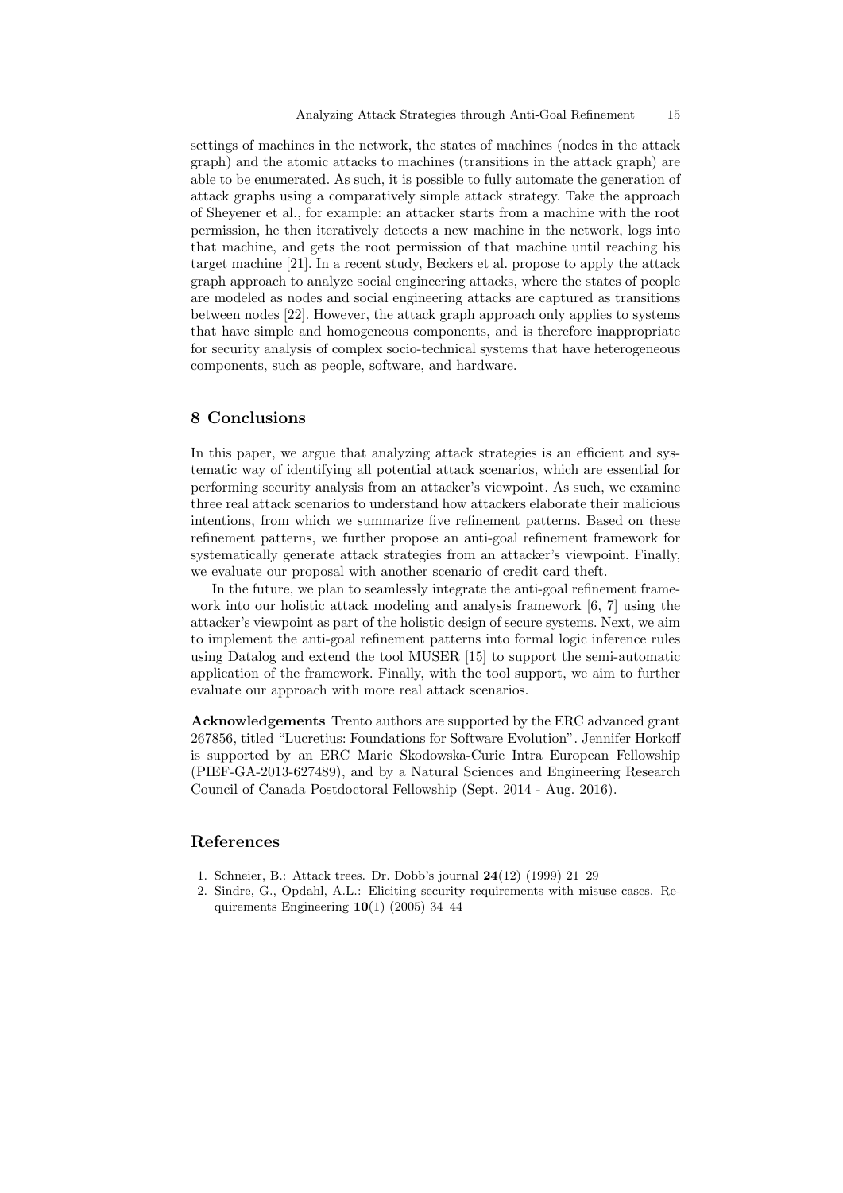settings of machines in the network, the states of machines (nodes in the attack graph) and the atomic attacks to machines (transitions in the attack graph) are able to be enumerated. As such, it is possible to fully automate the generation of attack graphs using a comparatively simple attack strategy. Take the approach of Sheyener et al., for example: an attacker starts from a machine with the root permission, he then iteratively detects a new machine in the network, logs into that machine, and gets the root permission of that machine until reaching his target machine [21]. In a recent study, Beckers et al. propose to apply the attack graph approach to analyze social engineering attacks, where the states of people are modeled as nodes and social engineering attacks are captured as transitions between nodes [22]. However, the attack graph approach only applies to systems that have simple and homogeneous components, and is therefore inappropriate for security analysis of complex socio-technical systems that have heterogeneous components, such as people, software, and hardware.

## 8 Conclusions

In this paper, we argue that analyzing attack strategies is an efficient and systematic way of identifying all potential attack scenarios, which are essential for performing security analysis from an attacker's viewpoint. As such, we examine three real attack scenarios to understand how attackers elaborate their malicious intentions, from which we summarize five refinement patterns. Based on these refinement patterns, we further propose an anti-goal refinement framework for systematically generate attack strategies from an attacker's viewpoint. Finally, we evaluate our proposal with another scenario of credit card theft.

In the future, we plan to seamlessly integrate the anti-goal refinement framework into our holistic attack modeling and analysis framework [6, 7] using the attacker's viewpoint as part of the holistic design of secure systems. Next, we aim to implement the anti-goal refinement patterns into formal logic inference rules using Datalog and extend the tool MUSER [15] to support the semi-automatic application of the framework. Finally, with the tool support, we aim to further evaluate our approach with more real attack scenarios.

**Acknowledgements** Trento authors are supported by the ERC advanced grant 267856, titled "Lucretius: Foundations for Software Evolution". Jennifer Horkoff is supported by an ERC Marie Skodowska-Curie Intra European Fellowship (PIEF-GA-2013-627489), and by a Natural Sciences and Engineering Research Council of Canada Postdoctoral Fellowship (Sept. 2014 - Aug. 2016).

## References

1. Schneier, B.: Attack trees. Dr. Dobb's journal **24**(12) (1999) 21–29
2. Sindre, G., Opdahl, A.L.: Eliciting security requirements with misuse cases. Requirements Engineering **10**(1) (2005) 34–44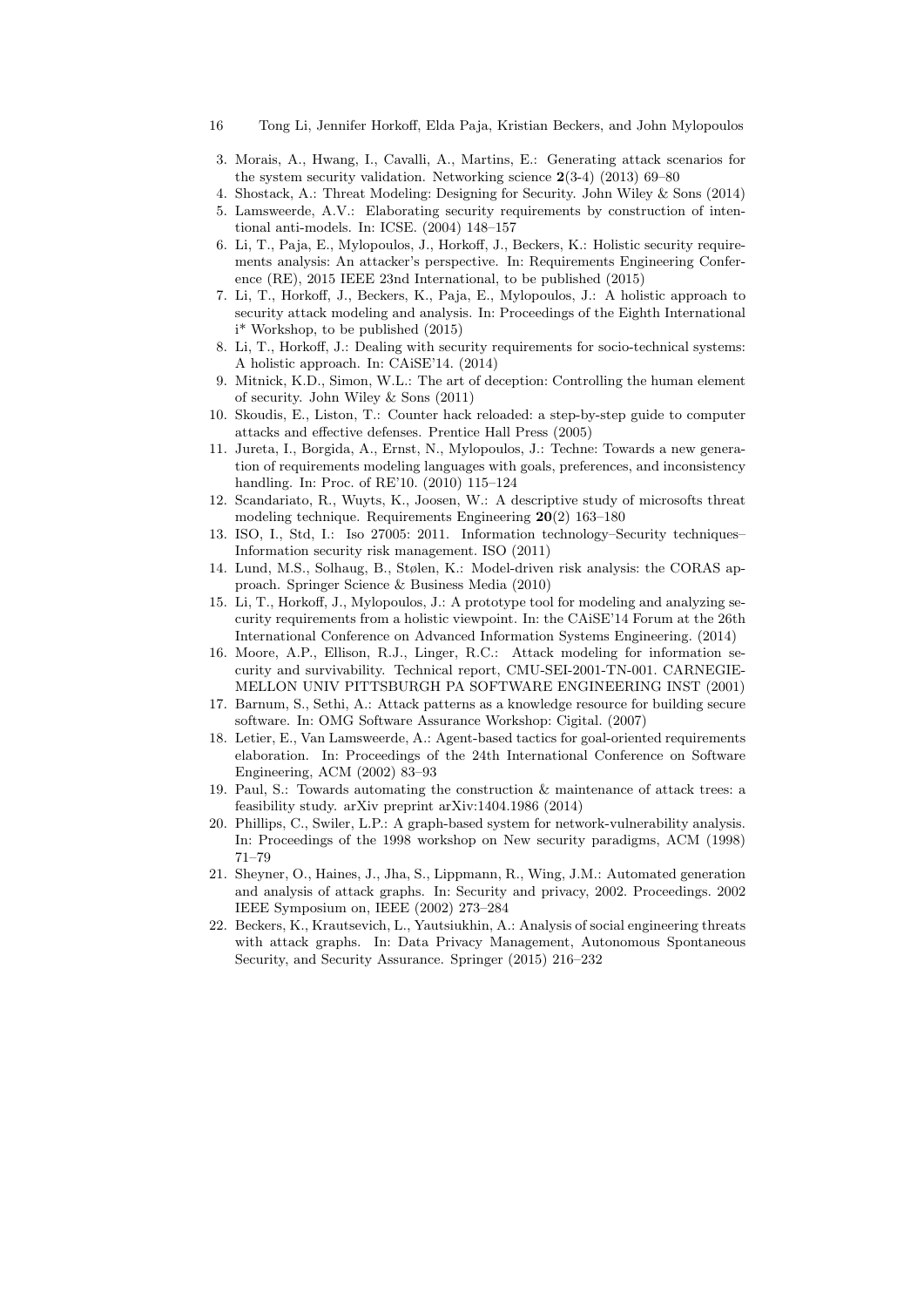3. Morais, A., Hwang, I., Cavalli, A., Martins, E.: Generating attack scenarios for the system security validation. Networking science **2**(3-4) (2013) 69–80
4. Shostack, A.: Threat Modeling: Designing for Security. John Wiley & Sons (2014)
5. Lamsweerde, A.V.: Elaborating security requirements by construction of intentional anti-models. In: ICSE. (2004) 148–157
6. Li, T., Paja, E., Mylopoulos, J., Horkoff, J., Beckers, K.: Holistic security requirements analysis: An attacker's perspective. In: Requirements Engineering Conference (RE), 2015 IEEE 23nd International, to be published (2015)
7. Li, T., Horkoff, J., Beckers, K., Paja, E., Mylopoulos, J.: A holistic approach to security attack modeling and analysis. In: Proceedings of the Eighth International i* Workshop, to be published (2015)
8. Li, T., Horkoff, J.: Dealing with security requirements for socio-technical systems: A holistic approach. In: CAiSE'14. (2014)
9. Mitnick, K.D., Simon, W.L.: The art of deception: Controlling the human element of security. John Wiley & Sons (2011)
10. Skoudis, E., Liston, T.: Counter hack reloaded: a step-by-step guide to computer attacks and effective defenses. Prentice Hall Press (2005)
11. Jureta, I., Borgida, A., Ernst, N., Mylopoulos, J.: Techne: Towards a new generation of requirements modeling languages with goals, preferences, and inconsistency handling. In: Proc. of RE'10. (2010) 115–124
12. Scandariato, R., Wuyts, K., Joosen, W.: A descriptive study of microsofts threat modeling technique. Requirements Engineering **20**(2) 163–180
13. ISO, I., Std, I.: Iso 27005: 2011. Information technology–Security techniques–Information security risk management. ISO (2011)
14. Lund, M.S., Solhaug, B., Stølen, K.: Model-driven risk analysis: the CORAS approach. Springer Science & Business Media (2010)
15. Li, T., Horkoff, J., Mylopoulos, J.: A prototype tool for modeling and analyzing security requirements from a holistic viewpoint. In: the CAiSE'14 Forum at the 26th International Conference on Advanced Information Systems Engineering. (2014)
16. Moore, A.P., Ellison, R.J., Linger, R.C.: Attack modeling for information security and survivability. Technical report, CMU-SEI-2001-TN-001. CARNEGIE-MELLON UNIV PITTSBURGH PA SOFTWARE ENGINEERING INST (2001)
17. Barnum, S., Sethi, A.: Attack patterns as a knowledge resource for building secure software. In: OMG Software Assurance Workshop: Cigital. (2007)
18. Letier, E., Van Lamsweerde, A.: Agent-based tactics for goal-oriented requirements elaboration. In: Proceedings of the 24th International Conference on Software Engineering, ACM (2002) 83–93
19. Paul, S.: Towards automating the construction & maintenance of attack trees: a feasibility study. arXiv preprint arXiv:1404.1986 (2014)
20. Phillips, C., Swiler, L.P.: A graph-based system for network-vulnerability analysis. In: Proceedings of the 1998 workshop on New security paradigms, ACM (1998) 71–79
21. Sheyner, O., Haines, J., Jha, S., Lippmann, R., Wing, J.M.: Automated generation and analysis of attack graphs. In: Security and privacy, 2002. Proceedings. 2002 IEEE Symposium on, IEEE (2002) 273–284
22. Beckers, K., Krautsevich, L., Yautsiukhin, A.: Analysis of social engineering threats with attack graphs. In: Data Privacy Management, Autonomous Spontaneous Security, and Security Assurance. Springer (2015) 216–232